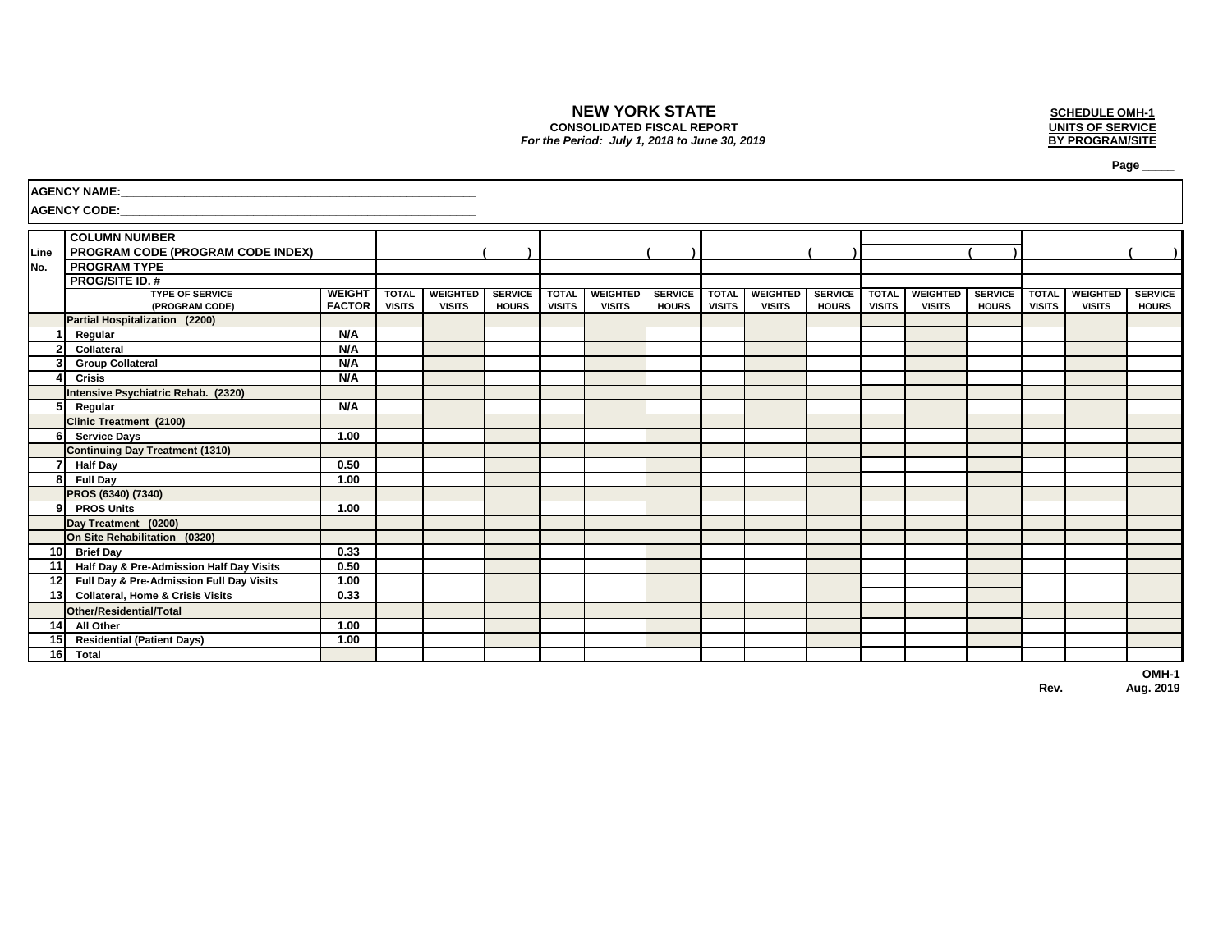# NEW YORK STATE

**CONSOLIDATED FISCAL REPORT**

*For the Period: July 1, 2018 to June 30, 2019*

**SCHEDULE OMH-1**
**UNITS OF SERVICE**
**BY PROGRAM/SITE**

**Page _____**

**AGENCY NAME:**_______________________________________________

**AGENCY CODE:**_______________________________________________

| Line No. | COLUMN NUMBER | | | | | | | | | | | | | | | | | |
|---|---|---|---|---|---|---|---|---|---|---|---|---|---|---|---|---|---|---|
| | PROGRAM CODE (PROGRAM CODE INDEX) | | | | ( ) | | | ( ) | | | ( ) | | | ( ) | | | ( ) |
| | PROGRAM TYPE | | | | | | | | | | | | | | | | | |
| | PROG/SITE ID. # | | | | | | | | | | | | | | | | | |
| | TYPE OF SERVICE (PROGRAM CODE) | WEIGHT FACTOR | TOTAL VISITS | WEIGHTED VISITS | SERVICE HOURS | TOTAL VISITS | WEIGHTED VISITS | SERVICE HOURS | TOTAL VISITS | WEIGHTED VISITS | SERVICE HOURS | TOTAL VISITS | WEIGHTED VISITS | SERVICE HOURS | TOTAL VISITS | WEIGHTED VISITS | SERVICE HOURS |
| | **Partial Hospitalization (2200)** | | | | | | | | | | | | | | | | | |
| 1 | Regular | N/A | | | | | | | | | | | | | | | | |
| 2 | Collateral | N/A | | | | | | | | | | | | | | | | |
| 3 | Group Collateral | N/A | | | | | | | | | | | | | | | | |
| 4 | Crisis | N/A | | | | | | | | | | | | | | | | |
| | **Intensive Psychiatric Rehab. (2320)** | | | | | | | | | | | | | | | | | |
| 5 | Regular | N/A | | | | | | | | | | | | | | | | |
| | **Clinic Treatment (2100)** | | | | | | | | | | | | | | | | | |
| 6 | Service Days | 1.00 | | | | | | | | | | | | | | | | |
| | **Continuing Day Treatment (1310)** | | | | | | | | | | | | | | | | | |
| 7 | Half Day | 0.50 | | | | | | | | | | | | | | | | |
| 8 | Full Day | 1.00 | | | | | | | | | | | | | | | | |
| | **PROS (6340) (7340)** | | | | | | | | | | | | | | | | | |
| 9 | PROS Units | 1.00 | | | | | | | | | | | | | | | | |
| | **Day Treatment (0200)** | | | | | | | | | | | | | | | | | |
| | **On Site Rehabilitation (0320)** | | | | | | | | | | | | | | | | | |
| 10 | Brief Day | 0.33 | | | | | | | | | | | | | | | | |
| 11 | Half Day & Pre-Admission Half Day Visits | 0.50 | | | | | | | | | | | | | | | | |
| 12 | Full Day & Pre-Admission Full Day Visits | 1.00 | | | | | | | | | | | | | | | | |
| 13 | Collateral, Home & Crisis Visits | 0.33 | | | | | | | | | | | | | | | | |
| | **Other/Residential/Total** | | | | | | | | | | | | | | | | | |
| 14 | All Other | 1.00 | | | | | | | | | | | | | | | | |
| 15 | Residential (Patient Days) | 1.00 | | | | | | | | | | | | | | | | |
| 16 | Total | | | | | | | | | | | | | | | | | |

OMH-1
Rev. Aug. 2019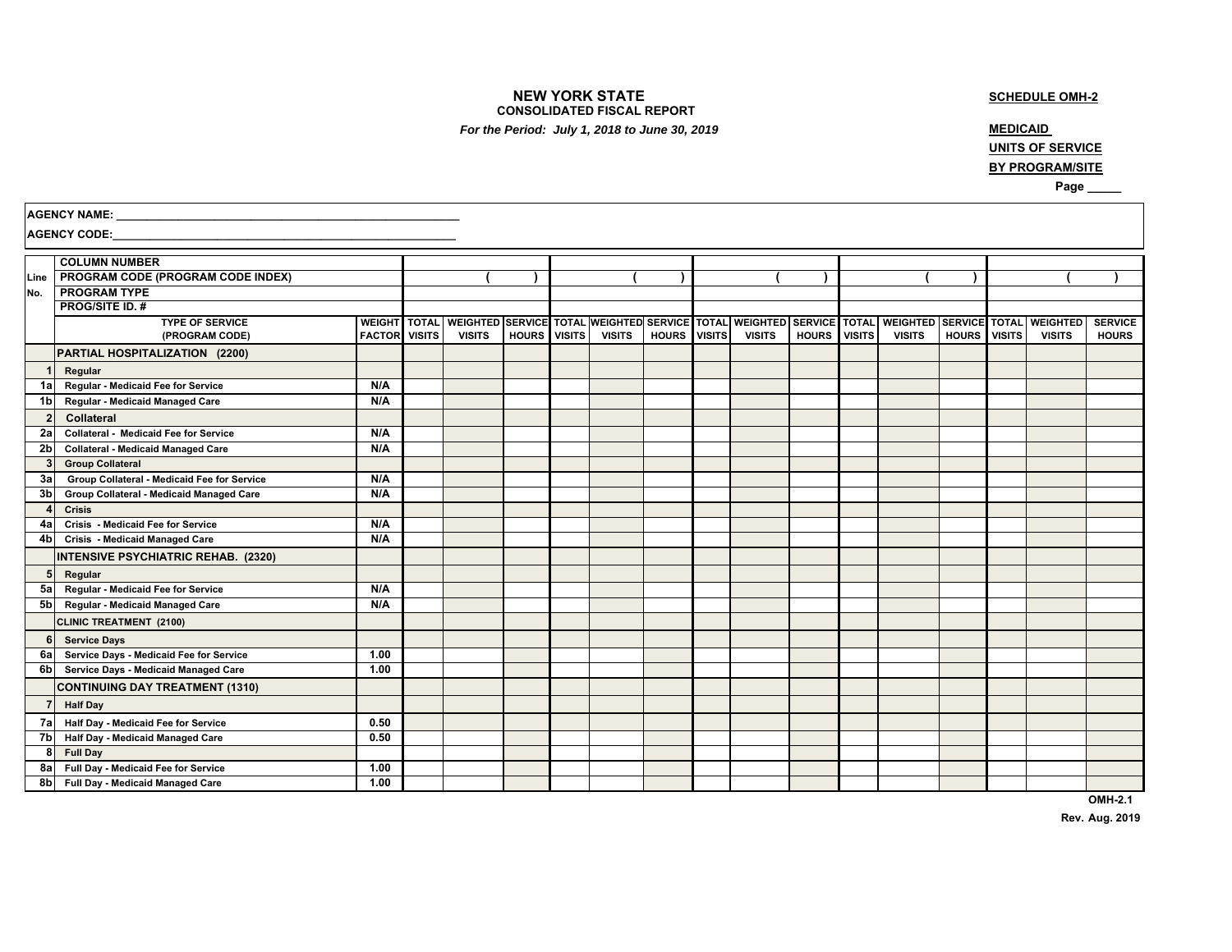**NEW YORK STATE**
**CONSOLIDATED FISCAL REPORT**
*For the Period: July 1, 2018 to June 30, 2019*

**SCHEDULE OMH-2**

**MEDICAID**
**UNITS OF SERVICE**
**BY PROGRAM/SITE**

Page _____

AGENCY NAME: ________________________________________________

AGENCY CODE: ________________________________________________

| Line No. | COLUMN NUMBER | | | | | | | | | | | | | | | | |
|---|---|---|---|---|---|---|---|---|---|---|---|---|---|---|---|---|---|
| | PROGRAM CODE (PROGRAM CODE INDEX) | | ( ) | | | ( ) | | | ( ) | | | ( ) | | | ( ) | | |
| | PROGRAM TYPE | | | | | | | | | | | | | | | | |
| | PROG/SITE ID. # | | | | | | | | | | | | | | | | |
| | TYPE OF SERVICE (PROGRAM CODE) | WEIGHT FACTOR | TOTAL VISITS | WEIGHTED VISITS | SERVICE HOURS | TOTAL VISITS | WEIGHTED VISITS | SERVICE HOURS | TOTAL VISITS | WEIGHTED VISITS | SERVICE HOURS | TOTAL VISITS | WEIGHTED VISITS | SERVICE HOURS | TOTAL VISITS | WEIGHTED VISITS | SERVICE HOURS |
| | **PARTIAL HOSPITALIZATION (2200)** | | | | | | | | | | | | | | | | |
| 1 | Regular | | | | | | | | | | | | | | | | |
| 1a | Regular - Medicaid Fee for Service | N/A | | | | | | | | | | | | | | | |
| 1b | Regular - Medicaid Managed Care | N/A | | | | | | | | | | | | | | | |
| 2 | Collateral | | | | | | | | | | | | | | | | |
| 2a | Collateral - Medicaid Fee for Service | N/A | | | | | | | | | | | | | | | |
| 2b | Collateral - Medicaid Managed Care | N/A | | | | | | | | | | | | | | | |
| 3 | Group Collateral | | | | | | | | | | | | | | | | |
| 3a | Group Collateral - Medicaid Fee for Service | N/A | | | | | | | | | | | | | | | |
| 3b | Group Collateral - Medicaid Managed Care | N/A | | | | | | | | | | | | | | | |
| 4 | Crisis | | | | | | | | | | | | | | | | |
| 4a | Crisis - Medicaid Fee for Service | N/A | | | | | | | | | | | | | | | |
| 4b | Crisis - Medicaid Managed Care | N/A | | | | | | | | | | | | | | | |
| | **INTENSIVE PSYCHIATRIC REHAB. (2320)** | | | | | | | | | | | | | | | | |
| 5 | Regular | | | | | | | | | | | | | | | | |
| 5a | Regular - Medicaid Fee for Service | N/A | | | | | | | | | | | | | | | |
| 5b | Regular - Medicaid Managed Care | N/A | | | | | | | | | | | | | | | |
| | **CLINIC TREATMENT (2100)** | | | | | | | | | | | | | | | | |
| 6 | Service Days | | | | | | | | | | | | | | | | |
| 6a | Service Days - Medicaid Fee for Service | 1.00 | | | | | | | | | | | | | | | |
| 6b | Service Days - Medicaid Managed Care | 1.00 | | | | | | | | | | | | | | | |
| | **CONTINUING DAY TREATMENT (1310)** | | | | | | | | | | | | | | | | |
| 7 | Half Day | | | | | | | | | | | | | | | | |
| 7a | Half Day - Medicaid Fee for Service | 0.50 | | | | | | | | | | | | | | | |
| 7b | Half Day - Medicaid Managed Care | 0.50 | | | | | | | | | | | | | | | |
| 8 | Full Day | | | | | | | | | | | | | | | | |
| 8a | Full Day - Medicaid Fee for Service | 1.00 | | | | | | | | | | | | | | | |
| 8b | Full Day - Medicaid Managed Care | 1.00 | | | | | | | | | | | | | | | |

OMH-2.1
Rev. Aug. 2019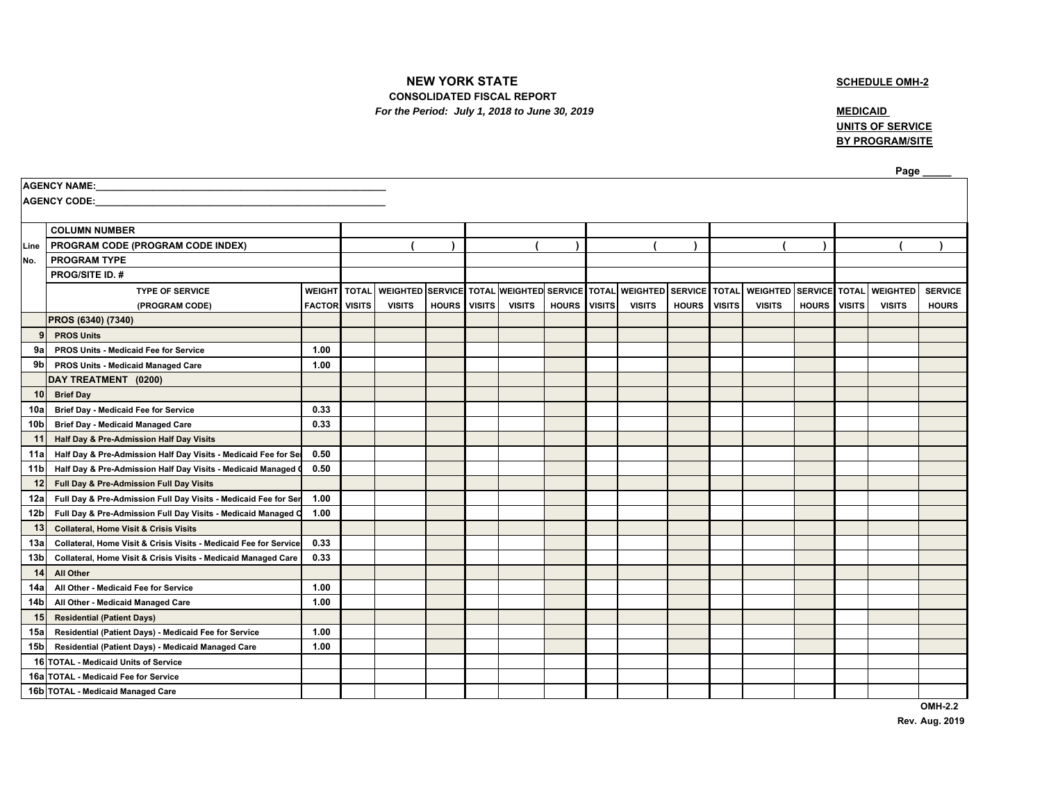**NEW YORK STATE**

**CONSOLIDATED FISCAL REPORT**

***For the Period: July 1, 2018 to June 30, 2019***

**SCHEDULE OMH-2**

**MEDICAID UNITS OF SERVICE BY PROGRAM/SITE**

Page _____

**AGENCY NAME:**_______________________________________________

**AGENCY CODE:**_______________________________________________

| Line No. | COLUMN NUMBER | | | | | | | | | | | | | | | | |
|---|---|---|---|---|---|---|---|---|---|---|---|---|---|---|---|---|---|
| | PROGRAM CODE (PROGRAM CODE INDEX) | | ( ) | | | ( ) | | | ( ) | | | ( ) | | | ( ) | | |
| | PROGRAM TYPE | | | | | | | | | | | | | | | | |
| | PROG/SITE ID. # | | | | | | | | | | | | | | | | |
| | TYPE OF SERVICE (PROGRAM CODE) | WEIGHT FACTOR | TOTAL VISITS | WEIGHTED VISITS | SERVICE HOURS | TOTAL VISITS | WEIGHTED VISITS | SERVICE HOURS | TOTAL VISITS | WEIGHTED VISITS | SERVICE HOURS | TOTAL VISITS | WEIGHTED VISITS | SERVICE HOURS | TOTAL VISITS | WEIGHTED VISITS | SERVICE HOURS |
| | **PROS (6340) (7340)** | | | | | | | | | | | | | | | | |
| 9 | PROS Units | | | | | | | | | | | | | | | | |
| 9a | PROS Units - Medicaid Fee for Service | 1.00 | | | | | | | | | | | | | | | |
| 9b | PROS Units - Medicaid Managed Care | 1.00 | | | | | | | | | | | | | | | |
| | **DAY TREATMENT (0200)** | | | | | | | | | | | | | | | | |
| 10 | Brief Day | | | | | | | | | | | | | | | | |
| 10a | Brief Day - Medicaid Fee for Service | 0.33 | | | | | | | | | | | | | | | |
| 10b | Brief Day - Medicaid Managed Care | 0.33 | | | | | | | | | | | | | | | |
| 11 | Half Day & Pre-Admission Half Day Visits | | | | | | | | | | | | | | | | |
| 11a | Half Day & Pre-Admission Half Day Visits - Medicaid Fee for Se | 0.50 | | | | | | | | | | | | | | | |
| 11b | Half Day & Pre-Admission Half Day Visits - Medicaid Managed C | 0.50 | | | | | | | | | | | | | | | |
| 12 | Full Day & Pre-Admission Full Day Visits | | | | | | | | | | | | | | | | |
| 12a | Full Day & Pre-Admission Full Day Visits - Medicaid Fee for Ser | 1.00 | | | | | | | | | | | | | | | |
| 12b | Full Day & Pre-Admission Full Day Visits - Medicaid Managed C | 1.00 | | | | | | | | | | | | | | | |
| 13 | Collateral, Home Visit & Crisis Visits | | | | | | | | | | | | | | | | |
| 13a | Collateral, Home Visit & Crisis Visits - Medicaid Fee for Service | 0.33 | | | | | | | | | | | | | | | |
| 13b | Collateral, Home Visit & Crisis Visits - Medicaid Managed Care | 0.33 | | | | | | | | | | | | | | | |
| 14 | All Other | | | | | | | | | | | | | | | | |
| 14a | All Other - Medicaid Fee for Service | 1.00 | | | | | | | | | | | | | | | |
| 14b | All Other - Medicaid Managed Care | 1.00 | | | | | | | | | | | | | | | |
| 15 | Residential (Patient Days) | | | | | | | | | | | | | | | | |
| 15a | Residential (Patient Days) - Medicaid Fee for Service | 1.00 | | | | | | | | | | | | | | | |
| 15b | Residential (Patient Days) - Medicaid Managed Care | 1.00 | | | | | | | | | | | | | | | |
| 16 | TOTAL - Medicaid Units of Service | | | | | | | | | | | | | | | | |
| 16a | TOTAL - Medicaid Fee for Service | | | | | | | | | | | | | | | | |
| 16b | TOTAL - Medicaid Managed Care | | | | | | | | | | | | | | | | |

**OMH-2.2**

**Rev. Aug. 2019**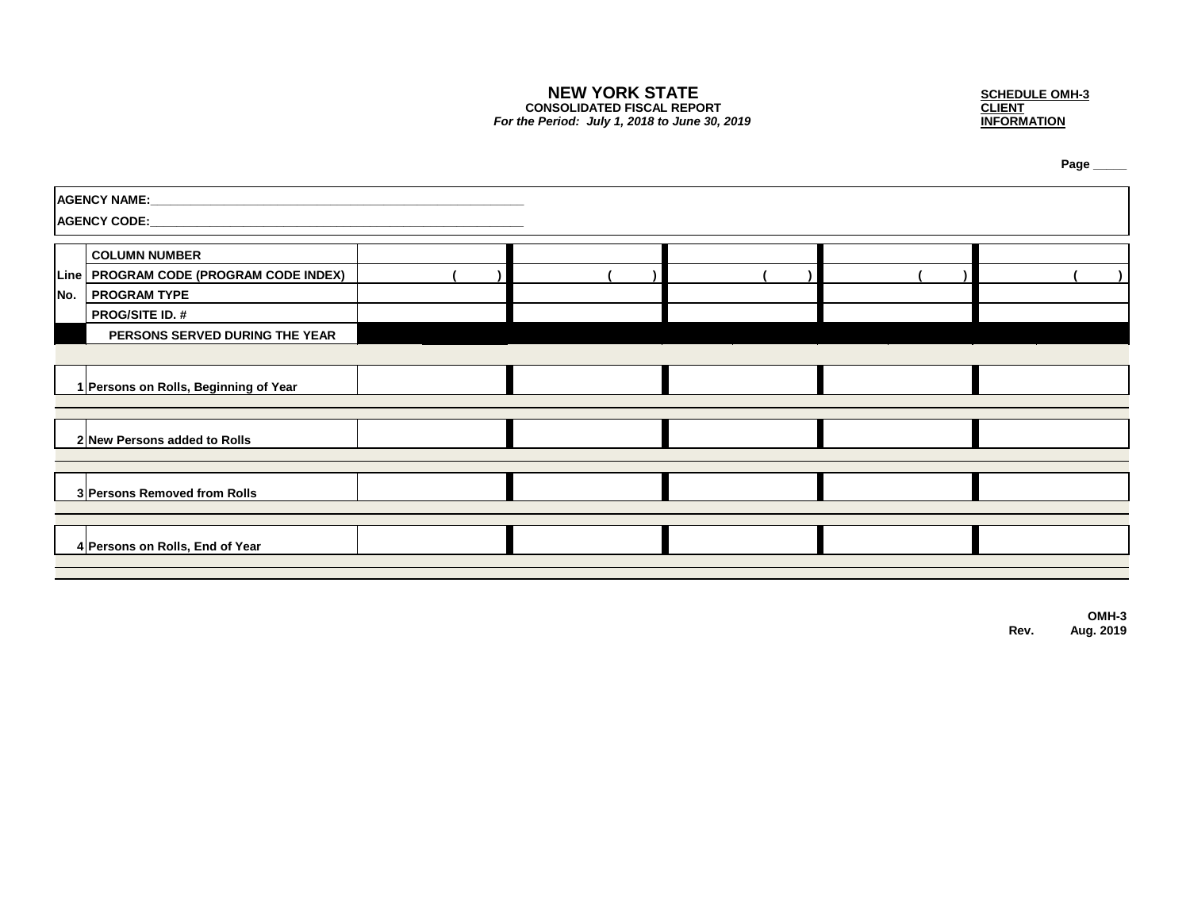# NEW YORK STATE
**CONSOLIDATED FISCAL REPORT**
***For the Period: July 1, 2018 to June 30, 2019***

**SCHEDULE OMH-3**
**CLIENT**
**INFORMATION**

**Page _____**

**AGENCY NAME:**_______________________________________________________

**AGENCY CODE:**_______________________________________________________

| Line No. | COLUMN NUMBER | | | | | |
|---|---|---|---|---|---|---|
| | PROGRAM CODE (PROGRAM CODE INDEX) | ( ) | ( ) | ( ) | ( ) | ( ) |
| | PROGRAM TYPE | | | | | |
| | PROG/SITE ID. # | | | | | |
| | **PERSONS SERVED DURING THE YEAR** | | | | | |
| 1 | Persons on Rolls, Beginning of Year | | | | | |
| 2 | New Persons added to Rolls | | | | | |
| 3 | Persons Removed from Rolls | | | | | |
| 4 | Persons on Rolls, End of Year | | | | | |

**OMH-3**
**Rev. Aug. 2019**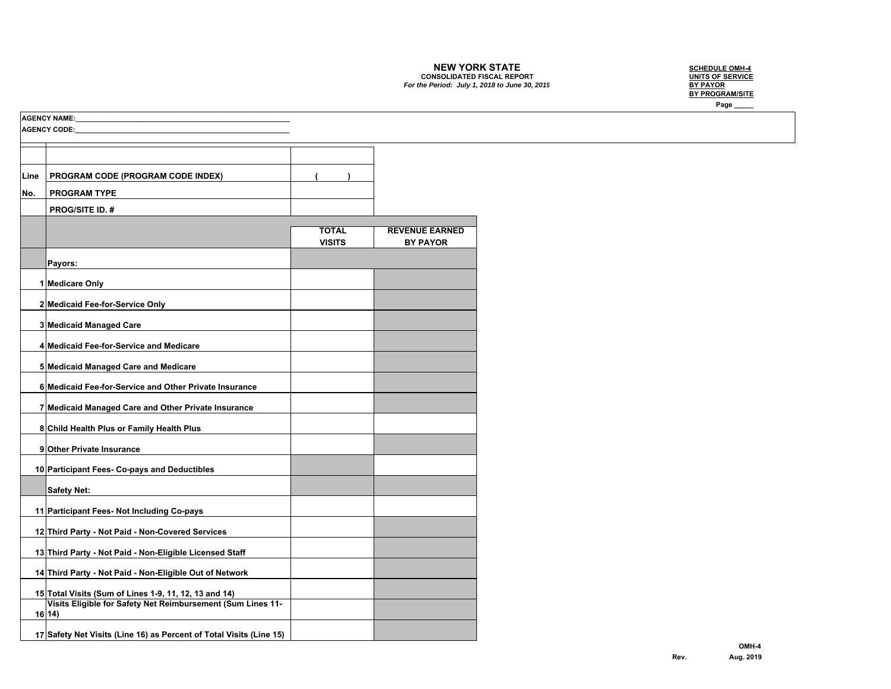# NEW YORK STATE

**CONSOLIDATED FISCAL REPORT**

*For the Period: July 1, 2018 to June 30, 2019*

**SCHEDULE OMH-4**
**UNITS OF SERVICE**
**BY PAYOR**
**BY PROGRAM/SITE**

Page _____

AGENCY NAME:_______________________________________________

AGENCY CODE:_______________________________________________

| Line No. | PROGRAM CODE (PROGRAM CODE INDEX) | ( ) | |
|---|---|---|---|
| | PROGRAM TYPE | | |
| | PROG/SITE ID. # | | |
| | | TOTAL VISITS | REVENUE EARNED BY PAYOR |
| | **Payors:** | | |
| 1 | Medicare Only | | |
| 2 | Medicaid Fee-for-Service Only | | |
| 3 | Medicaid Managed Care | | |
| 4 | Medicaid Fee-for-Service and Medicare | | |
| 5 | Medicaid Managed Care and Medicare | | |
| 6 | Medicaid Fee-for-Service and Other Private Insurance | | |
| 7 | Medicaid Managed Care and Other Private Insurance | | |
| 8 | Child Health Plus or Family Health Plus | | |
| 9 | Other Private Insurance | | |
| 10 | Participant Fees- Co-pays and Deductibles | | |
| | **Safety Net:** | | |
| 11 | Participant Fees- Not Including Co-pays | | |
| 12 | Third Party - Not Paid - Non-Covered Services | | |
| 13 | Third Party - Not Paid - Non-Eligible Licensed Staff | | |
| 14 | Third Party - Not Paid - Non-Eligible Out of Network | | |
| 15 | Total Visits (Sum of Lines 1-9, 11, 12, 13 and 14) | | |
| 16 | Visits Eligible for Safety Net Reimbursement (Sum Lines 11-14) | | |
| 17 | Safety Net Visits (Line 16) as Percent of Total Visits (Line 15) | | |

OMH-4
Rev. Aug. 2019